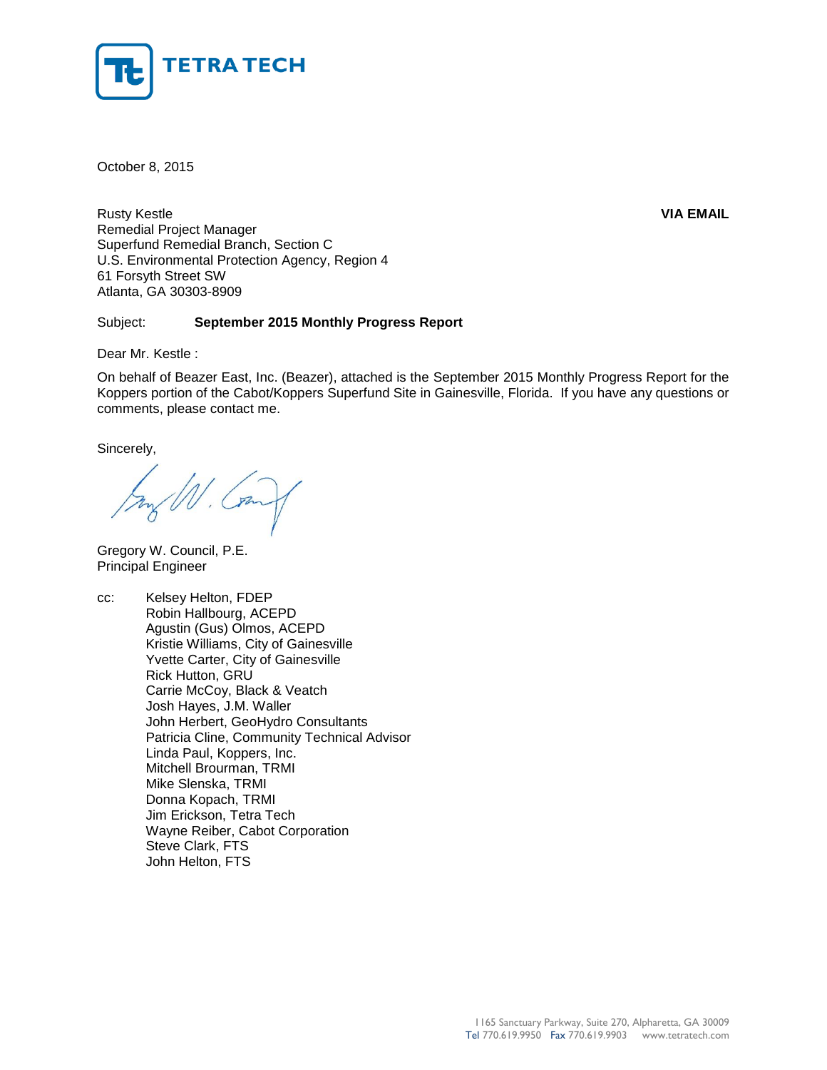TETRA TECH

October 8, 2015

Rusty Kestle
Remedial Project Manager
Superfund Remedial Branch, Section C
U.S. Environmental Protection Agency, Region 4
61 Forsyth Street SW
Atlanta, GA 30303-8909

**VIA EMAIL**

Subject: **September 2015 Monthly Progress Report**

Dear Mr. Kestle :

On behalf of Beazer East, Inc. (Beazer), attached is the September 2015 Monthly Progress Report for the Koppers portion of the Cabot/Koppers Superfund Site in Gainesville, Florida. If you have any questions or comments, please contact me.

Sincerely,

Gregory W. Council, P.E.
Principal Engineer

cc: Kelsey Helton, FDEP
Robin Hallbourg, ACEPD
Agustin (Gus) Olmos, ACEPD
Kristie Williams, City of Gainesville
Yvette Carter, City of Gainesville
Rick Hutton, GRU
Carrie McCoy, Black & Veatch
Josh Hayes, J.M. Waller
John Herbert, GeoHydro Consultants
Patricia Cline, Community Technical Advisor
Linda Paul, Koppers, Inc.
Mitchell Brourman, TRMI
Mike Slenska, TRMI
Donna Kopach, TRMI
Jim Erickson, Tetra Tech
Wayne Reiber, Cabot Corporation
Steve Clark, FTS
John Helton, FTS

1165 Sanctuary Parkway, Suite 270, Alpharetta, GA 30009
Tel 770.619.9950 Fax 770.619.9903 www.tetratech.com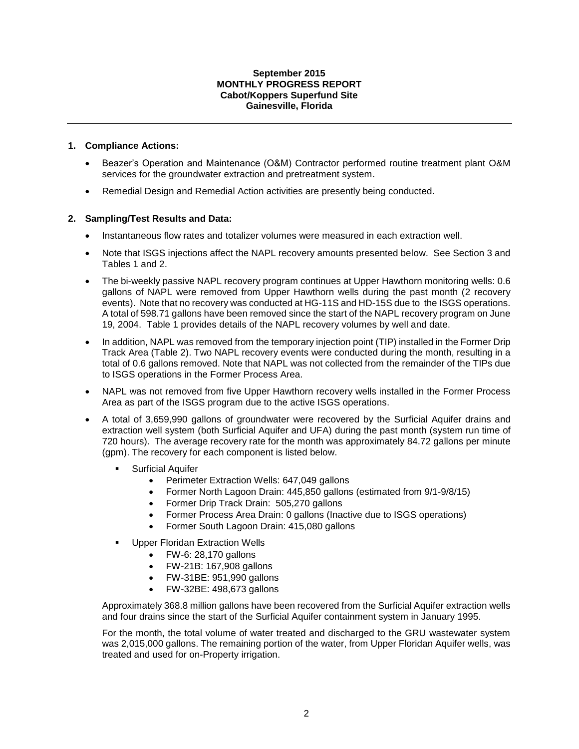**September 2015**
**MONTHLY PROGRESS REPORT**
**Cabot/Koppers Superfund Site**
**Gainesville, Florida**

---

## 1. Compliance Actions:

- Beazer's Operation and Maintenance (O&M) Contractor performed routine treatment plant O&M services for the groundwater extraction and pretreatment system.
- Remedial Design and Remedial Action activities are presently being conducted.

## 2. Sampling/Test Results and Data:

- Instantaneous flow rates and totalizer volumes were measured in each extraction well.
- Note that ISGS injections affect the NAPL recovery amounts presented below. See Section 3 and Tables 1 and 2.
- The bi-weekly passive NAPL recovery program continues at Upper Hawthorn monitoring wells: 0.6 gallons of NAPL were removed from Upper Hawthorn wells during the past month (2 recovery events). Note that no recovery was conducted at HG-11S and HD-15S due to the ISGS operations. A total of 598.71 gallons have been removed since the start of the NAPL recovery program on June 19, 2004. Table 1 provides details of the NAPL recovery volumes by well and date.
- In addition, NAPL was removed from the temporary injection point (TIP) installed in the Former Drip Track Area (Table 2). Two NAPL recovery events were conducted during the month, resulting in a total of 0.6 gallons removed. Note that NAPL was not collected from the remainder of the TIPs due to ISGS operations in the Former Process Area.
- NAPL was not removed from five Upper Hawthorn recovery wells installed in the Former Process Area as part of the ISGS program due to the active ISGS operations.
- A total of 3,659,990 gallons of groundwater were recovered by the Surficial Aquifer drains and extraction well system (both Surficial Aquifer and UFA) during the past month (system run time of 720 hours). The average recovery rate for the month was approximately 84.72 gallons per minute (gpm). The recovery for each component is listed below.
  - Surficial Aquifer
    - Perimeter Extraction Wells: 647,049 gallons
    - Former North Lagoon Drain: 445,850 gallons (estimated from 9/1-9/8/15)
    - Former Drip Track Drain: 505,270 gallons
    - Former Process Area Drain: 0 gallons (Inactive due to ISGS operations)
    - Former South Lagoon Drain: 415,080 gallons
  - Upper Floridan Extraction Wells
    - FW-6: 28,170 gallons
    - FW-21B: 167,908 gallons
    - FW-31BE: 951,990 gallons
    - FW-32BE: 498,673 gallons

  Approximately 368.8 million gallons have been recovered from the Surficial Aquifer extraction wells and four drains since the start of the Surficial Aquifer containment system in January 1995.

  For the month, the total volume of water treated and discharged to the GRU wastewater system was 2,015,000 gallons. The remaining portion of the water, from Upper Floridan Aquifer wells, was treated and used for on-Property irrigation.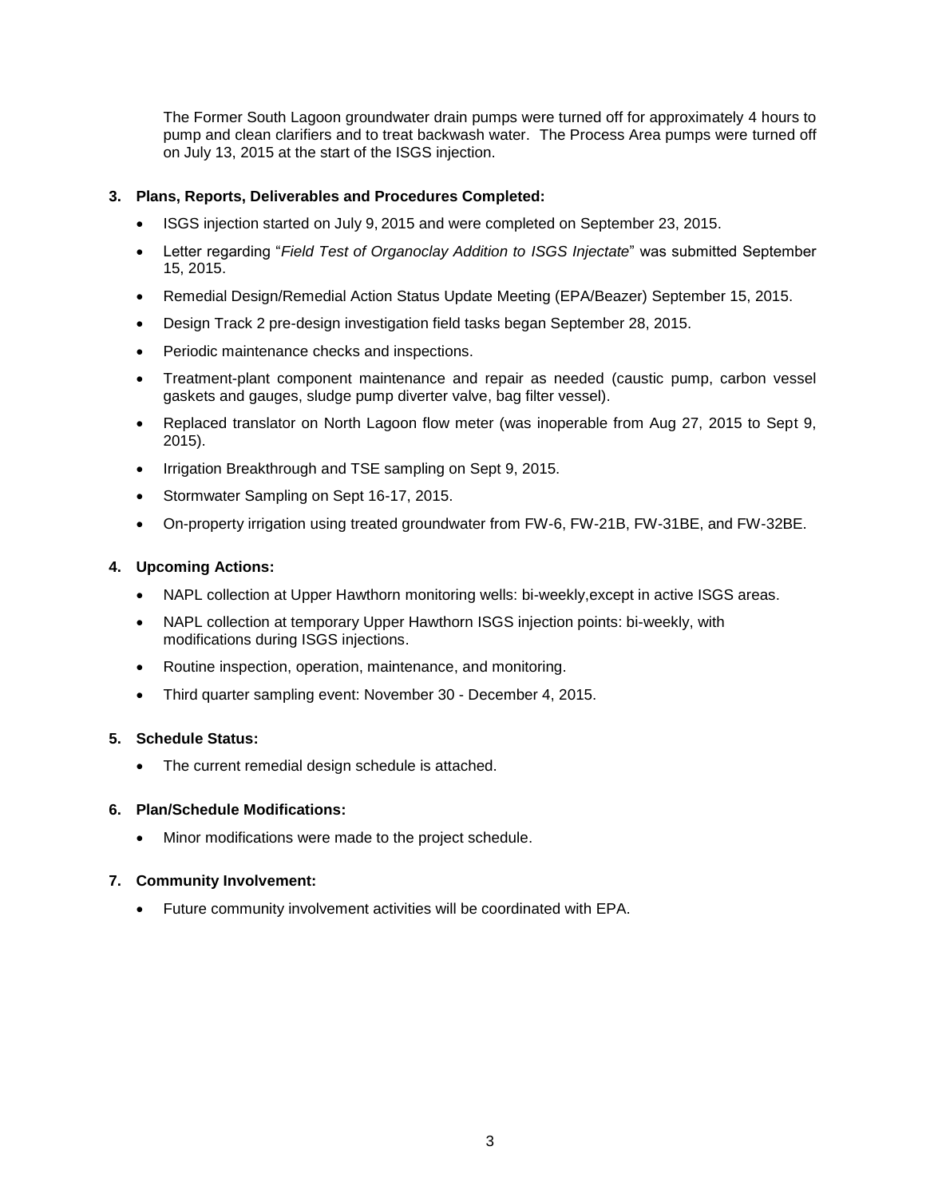The Former South Lagoon groundwater drain pumps were turned off for approximately 4 hours to pump and clean clarifiers and to treat backwash water. The Process Area pumps were turned off on July 13, 2015 at the start of the ISGS injection.

**3. Plans, Reports, Deliverables and Procedures Completed:**

- ISGS injection started on July 9, 2015 and were completed on September 23, 2015.
- Letter regarding "*Field Test of Organoclay Addition to ISGS Injectate*" was submitted September 15, 2015.
- Remedial Design/Remedial Action Status Update Meeting (EPA/Beazer) September 15, 2015.
- Design Track 2 pre-design investigation field tasks began September 28, 2015.
- Periodic maintenance checks and inspections.
- Treatment-plant component maintenance and repair as needed (caustic pump, carbon vessel gaskets and gauges, sludge pump diverter valve, bag filter vessel).
- Replaced translator on North Lagoon flow meter (was inoperable from Aug 27, 2015 to Sept 9, 2015).
- Irrigation Breakthrough and TSE sampling on Sept 9, 2015.
- Stormwater Sampling on Sept 16-17, 2015.
- On-property irrigation using treated groundwater from FW-6, FW-21B, FW-31BE, and FW-32BE.

**4. Upcoming Actions:**

- NAPL collection at Upper Hawthorn monitoring wells: bi-weekly,except in active ISGS areas.
- NAPL collection at temporary Upper Hawthorn ISGS injection points: bi-weekly, with modifications during ISGS injections.
- Routine inspection, operation, maintenance, and monitoring.
- Third quarter sampling event: November 30 - December 4, 2015.

**5. Schedule Status:**

- The current remedial design schedule is attached.

**6. Plan/Schedule Modifications:**

- Minor modifications were made to the project schedule.

**7. Community Involvement:**

- Future community involvement activities will be coordinated with EPA.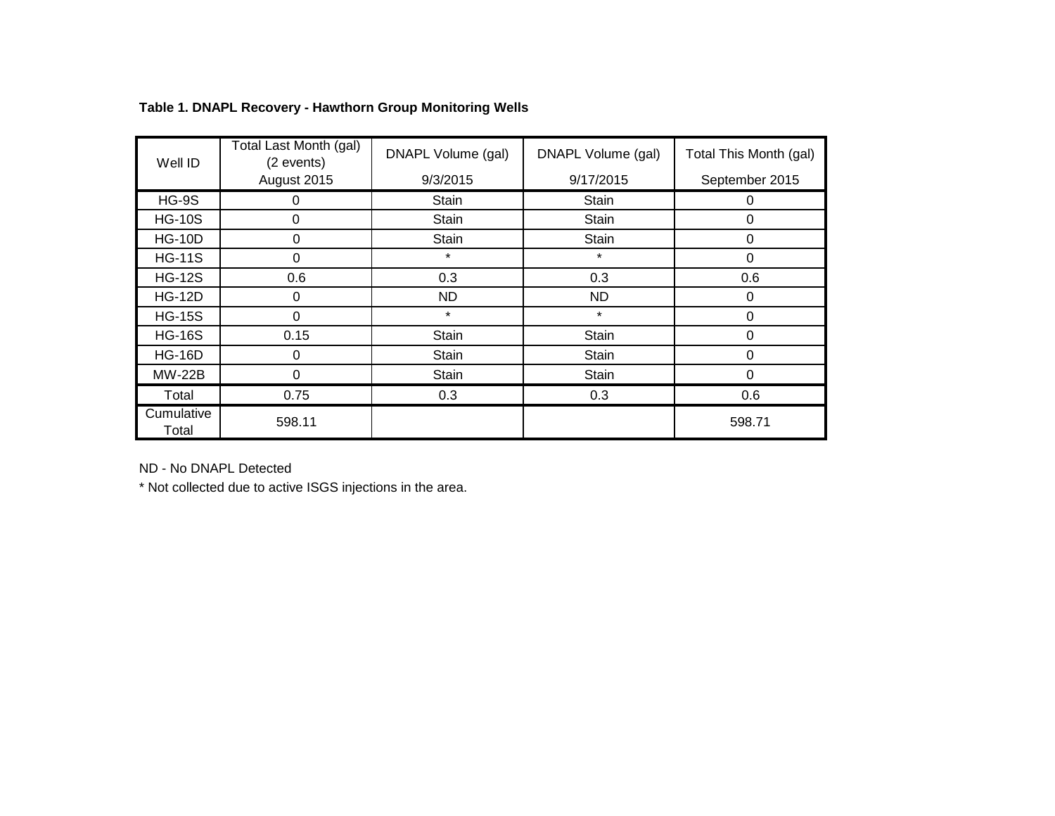**Table 1. DNAPL Recovery - Hawthorn Group Monitoring Wells**

| Well ID | Total Last Month (gal) (2 events) August 2015 | DNAPL Volume (gal) 9/3/2015 | DNAPL Volume (gal) 9/17/2015 | Total This Month (gal) September 2015 |
|---|---|---|---|---|
| HG-9S | 0 | Stain | Stain | 0 |
| HG-10S | 0 | Stain | Stain | 0 |
| HG-10D | 0 | Stain | Stain | 0 |
| HG-11S | 0 | * | * | 0 |
| HG-12S | 0.6 | 0.3 | 0.3 | 0.6 |
| HG-12D | 0 | ND | ND | 0 |
| HG-15S | 0 | * | * | 0 |
| HG-16S | 0.15 | Stain | Stain | 0 |
| HG-16D | 0 | Stain | Stain | 0 |
| MW-22B | 0 | Stain | Stain | 0 |
| Total | 0.75 | 0.3 | 0.3 | 0.6 |
| Cumulative Total | 598.11 | | | 598.71 |

ND - No DNAPL Detected

* Not collected due to active ISGS injections in the area.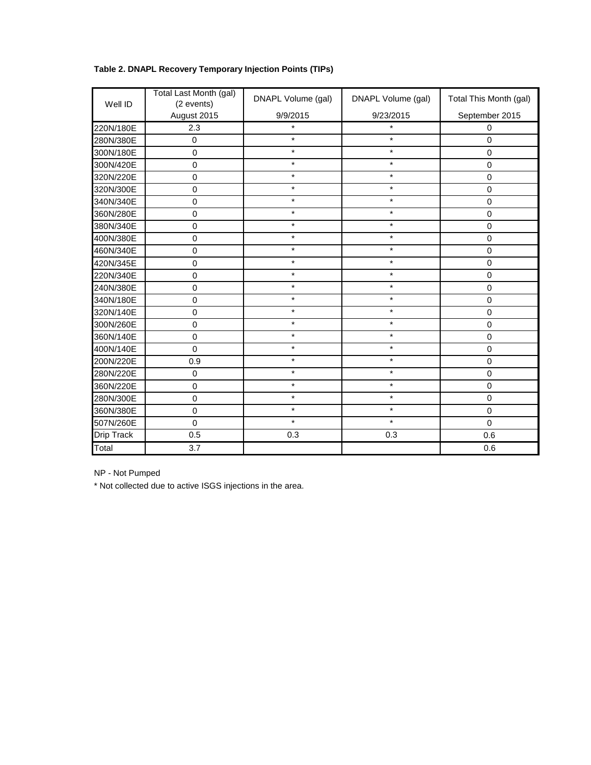**Table 2. DNAPL Recovery Temporary Injection Points (TIPs)**

| Well ID | Total Last Month (gal) (2 events) August 2015 | DNAPL Volume (gal) 9/9/2015 | DNAPL Volume (gal) 9/23/2015 | Total This Month (gal) September 2015 |
|---|---|---|---|---|
| 220N/180E | 2.3 | * | * | 0 |
| 280N/380E | 0 | * | * | 0 |
| 300N/180E | 0 | * | * | 0 |
| 300N/420E | 0 | * | * | 0 |
| 320N/220E | 0 | * | * | 0 |
| 320N/300E | 0 | * | * | 0 |
| 340N/340E | 0 | * | * | 0 |
| 360N/280E | 0 | * | * | 0 |
| 380N/340E | 0 | * | * | 0 |
| 400N/380E | 0 | * | * | 0 |
| 460N/340E | 0 | * | * | 0 |
| 420N/345E | 0 | * | * | 0 |
| 220N/340E | 0 | * | * | 0 |
| 240N/380E | 0 | * | * | 0 |
| 340N/180E | 0 | * | * | 0 |
| 320N/140E | 0 | * | * | 0 |
| 300N/260E | 0 | * | * | 0 |
| 360N/140E | 0 | * | * | 0 |
| 400N/140E | 0 | * | * | 0 |
| 200N/220E | 0.9 | * | * | 0 |
| 280N/220E | 0 | * | * | 0 |
| 360N/220E | 0 | * | * | 0 |
| 280N/300E | 0 | * | * | 0 |
| 360N/380E | 0 | * | * | 0 |
| 507N/260E | 0 | * | * | 0 |
| Drip Track | 0.5 | 0.3 | 0.3 | 0.6 |
| Total | 3.7 | | | 0.6 |

NP - Not Pumped

* Not collected due to active ISGS injections in the area.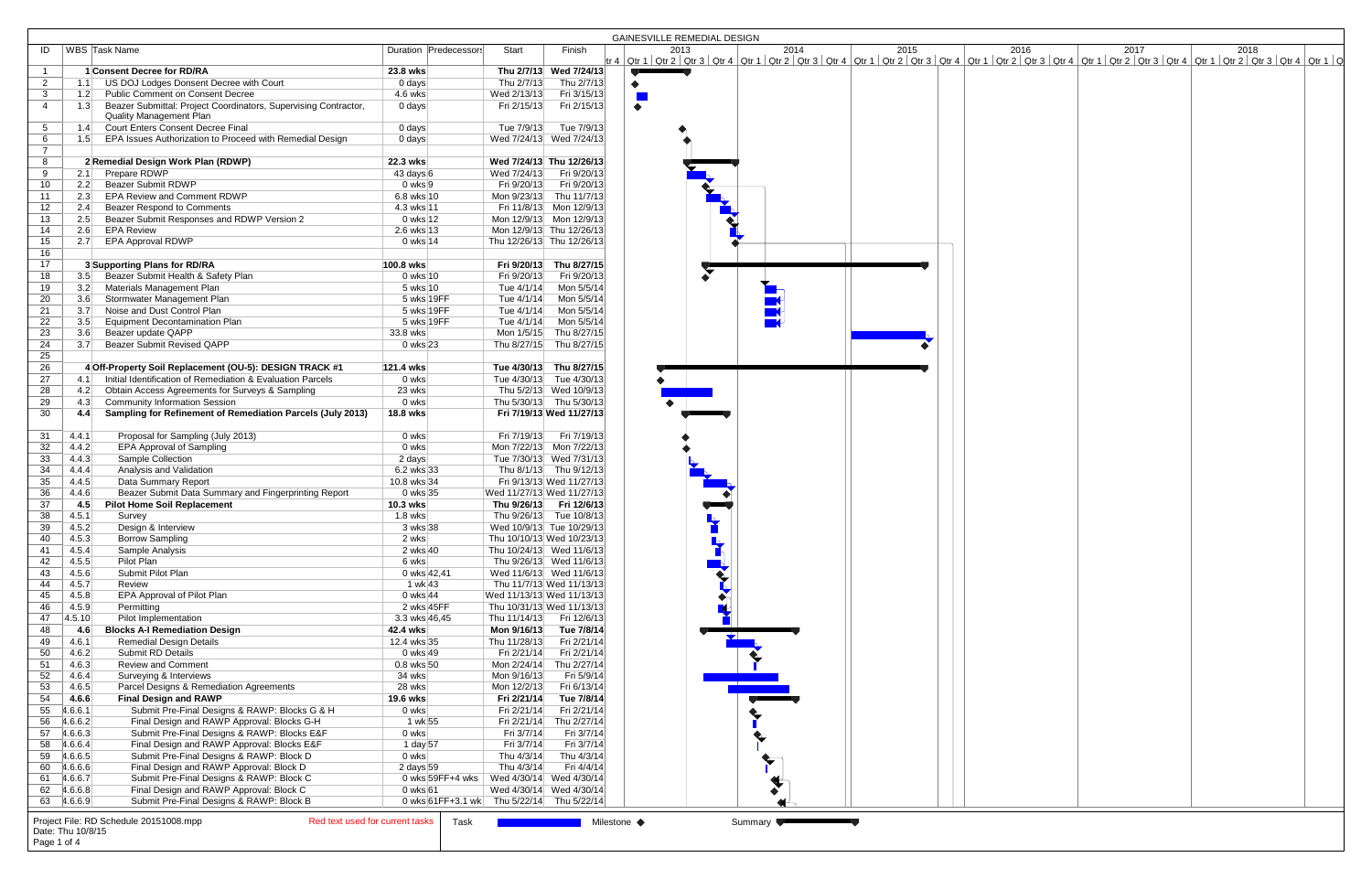# GAINESVILLE REMEDIAL DESIGN

| ID | WBS | Task Name | Duration | Predecessors | Start | Finish |
|---|---|---|---|---|---|---|
| 1 | 1 | **Consent Decree for RD/RA** | **23.8 wks** | | **Thu 2/7/13** | **Wed 7/24/13** |
| 2 | 1.1 | US DOJ Lodges Donsent Decree with Court | 0 days | | Thu 2/7/13 | Thu 2/7/13 |
| 3 | 1.2 | Public Comment on Consent Decree | 4.6 wks | | Wed 2/13/13 | Fri 3/15/13 |
| 4 | 1.3 | Beazer Submittal: Project Coordinators, Supervising Contractor, Quality Management Plan | 0 days | | Fri 2/15/13 | Fri 2/15/13 |
| 5 | 1.4 | Court Enters Consent Decree Final | 0 days | | Tue 7/9/13 | Tue 7/9/13 |
| 6 | 1.5 | EPA Issues Authorization to Proceed with Remedial Design | 0 days | | Wed 7/24/13 | Wed 7/24/13 |
| 7 | | | | | | |
| 8 | 2 | **Remedial Design Work Plan (RDWP)** | **22.3 wks** | | **Wed 7/24/13** | **Thu 12/26/13** |
| 9 | 2.1 | Prepare RDWP | 43 days | 6 | Wed 7/24/13 | Fri 9/20/13 |
| 10 | 2.2 | Beazer Submit RDWP | 0 wks | 9 | Fri 9/20/13 | Fri 9/20/13 |
| 11 | 2.3 | EPA Review and Comment RDWP | 6.8 wks | 10 | Mon 9/23/13 | Thu 11/7/13 |
| 12 | 2.4 | Beazer Respond to Comments | 4.3 wks | 11 | Fri 11/8/13 | Mon 12/9/13 |
| 13 | 2.5 | Beazer Submit Responses and RDWP Version 2 | 0 wks | 12 | Mon 12/9/13 | Mon 12/9/13 |
| 14 | 2.6 | EPA Review | 2.6 wks | 13 | Mon 12/9/13 | Thu 12/26/13 |
| 15 | 2.7 | EPA Approval RDWP | 0 wks | 14 | Thu 12/26/13 | Thu 12/26/13 |
| 16 | | | | | | |
| 17 | 3 | **Supporting Plans for RD/RA** | **100.8 wks** | | **Fri 9/20/13** | **Thu 8/27/15** |
| 18 | 3.5 | Beazer Submit Health & Safety Plan | 0 wks | 10 | Fri 9/20/13 | Fri 9/20/13 |
| 19 | 3.2 | Materials Management Plan | 5 wks | 10 | Tue 4/1/14 | Mon 5/5/14 |
| 20 | 3.6 | Stormwater Management Plan | 5 wks | 19FF | Tue 4/1/14 | Mon 5/5/14 |
| 21 | 3.7 | Noise and Dust Control Plan | 5 wks | 19FF | Tue 4/1/14 | Mon 5/5/14 |
| 22 | 3.5 | Equipment Decontamination Plan | 5 wks | 19FF | Tue 4/1/14 | Mon 5/5/14 |
| 23 | 3.6 | Beazer update QAPP | 33.8 wks | | Mon 1/5/15 | Thu 8/27/15 |
| 24 | 3.7 | Beazer Submit Revised QAPP | 0 wks | 23 | Thu 8/27/15 | Thu 8/27/15 |
| 25 | | | | | | |
| 26 | 4 | **Off-Property Soil Replacement (OU-5): DESIGN TRACK #1** | **121.4 wks** | | **Tue 4/30/13** | **Thu 8/27/15** |
| 27 | 4.1 | Initial Identification of Remediation & Evaluation Parcels | 0 wks | | Tue 4/30/13 | Tue 4/30/13 |
| 28 | 4.2 | Obtain Access Agreements for Surveys & Sampling | 23 wks | | Thu 5/2/13 | Wed 10/9/13 |
| 29 | 4.3 | Community Information Session | 0 wks | | Thu 5/30/13 | Thu 5/30/13 |
| 30 | 4.4 | **Sampling for Refinement of Remediation Parcels (July 2013)** | **18.8 wks** | | **Fri 7/19/13** | **Wed 11/27/13** |
| 31 | 4.4.1 | Proposal for Sampling (July 2013) | 0 wks | | Fri 7/19/13 | Fri 7/19/13 |
| 32 | 4.4.2 | EPA Approval of Sampling | 0 wks | | Mon 7/22/13 | Mon 7/22/13 |
| 33 | 4.4.3 | Sample Collection | 2 days | | Tue 7/30/13 | Wed 7/31/13 |
| 34 | 4.4.4 | Analysis and Validation | 6.2 wks | 33 | Thu 8/1/13 | Thu 9/12/13 |
| 35 | 4.4.5 | Data Summary Report | 10.8 wks | 34 | Fri 9/13/13 | Wed 11/27/13 |
| 36 | 4.4.6 | Beazer Submit Data Summary and Fingerprinting Report | 0 wks | 35 | Wed 11/27/13 | Wed 11/27/13 |
| 37 | 4.5 | **Pilot Home Soil Replacement** | **10.3 wks** | | **Thu 9/26/13** | **Fri 12/6/13** |
| 38 | 4.5.1 | Survey | 1.8 wks | | Thu 9/26/13 | Tue 10/8/13 |
| 39 | 4.5.2 | Design & Interview | 3 wks | 38 | Wed 10/9/13 | Tue 10/29/13 |
| 40 | 4.5.3 | Borrow Sampling | 2 wks | | Thu 10/10/13 | Wed 10/23/13 |
| 41 | 4.5.4 | Sample Analysis | 2 wks | 40 | Thu 10/24/13 | Wed 11/6/13 |
| 42 | 4.5.5 | Pilot Plan | 6 wks | | Thu 9/26/13 | Wed 11/6/13 |
| 43 | 4.5.6 | Submit Pilot Plan | 0 wks | 42,41 | Wed 11/6/13 | Wed 11/6/13 |
| 44 | 4.5.7 | Review | 1 wk | 43 | Thu 11/7/13 | Wed 11/13/13 |
| 45 | 4.5.8 | EPA Approval of Pilot Plan | 0 wks | 44 | Wed 11/13/13 | Wed 11/13/13 |
| 46 | 4.5.9 | Permitting | 2 wks | 45FF | Thu 10/31/13 | Wed 11/13/13 |
| 47 | 4.5.10 | Pilot Implementation | 3.3 wks | 46,45 | Thu 11/14/13 | Fri 12/6/13 |
| 48 | 4.6 | **Blocks A-I Remediation Design** | **42.4 wks** | | **Mon 9/16/13** | **Tue 7/8/14** |
| 49 | 4.6.1 | Remedial Design Details | 12.4 wks | 35 | Thu 11/28/13 | Fri 2/21/14 |
| 50 | 4.6.2 | Submit RD Details | 0 wks | 49 | Fri 2/21/14 | Fri 2/21/14 |
| 51 | 4.6.3 | Review and Comment | 0.8 wks | 50 | Mon 2/24/14 | Thu 2/27/14 |
| 52 | 4.6.4 | Surveying & Interviews | 34 wks | | Mon 9/16/13 | Fri 5/9/14 |
| 53 | 4.6.5 | Parcel Designs & Remediation Agreements | 28 wks | | Mon 12/2/13 | Fri 6/13/14 |
| 54 | 4.6.6 | **Final Design and RAWP** | **19.6 wks** | | **Fri 2/21/14** | **Tue 7/8/14** |
| 55 | 4.6.6.1 | Submit Pre-Final Designs & RAWP: Blocks G & H | 0 wks | | Fri 2/21/14 | Fri 2/21/14 |
| 56 | 4.6.6.2 | Final Design and RAWP Approval: Blocks G-H | 1 wk | 55 | Fri 2/21/14 | Thu 2/27/14 |
| 57 | 4.6.6.3 | Submit Pre-Final Designs & RAWP: Blocks E&F | 0 wks | | Fri 3/7/14 | Fri 3/7/14 |
| 58 | 4.6.6.4 | Final Design and RAWP Approval: Blocks E&F | 1 day | 57 | Fri 3/7/14 | Fri 3/7/14 |
| 59 | 4.6.6.5 | Submit Pre-Final Designs & RAWP: Block D | 0 wks | | Thu 4/3/14 | Thu 4/3/14 |
| 60 | 4.6.6.6 | Final Design and RAWP Approval: Block D | 2 days | 59 | Thu 4/3/14 | Fri 4/4/14 |
| 61 | 4.6.6.7 | Submit Pre-Final Designs & RAWP: Block C | 0 wks | 59FF+4 wks | Wed 4/30/14 | Wed 4/30/14 |
| 62 | 4.6.6.8 | Final Design and RAWP Approval: Block C | 0 wks | 61 | Wed 4/30/14 | Wed 4/30/14 |
| 63 | 4.6.6.9 | Submit Pre-Final Designs & RAWP: Block B | 0 wks | 61FF+3.1 wk | Thu 5/22/14 | Thu 5/22/14 |

Project File: RD Schedule 20151008.mpp
Date: Thu 10/8/15

Red text used for current tasks | Task | Milestone ◆ | Summary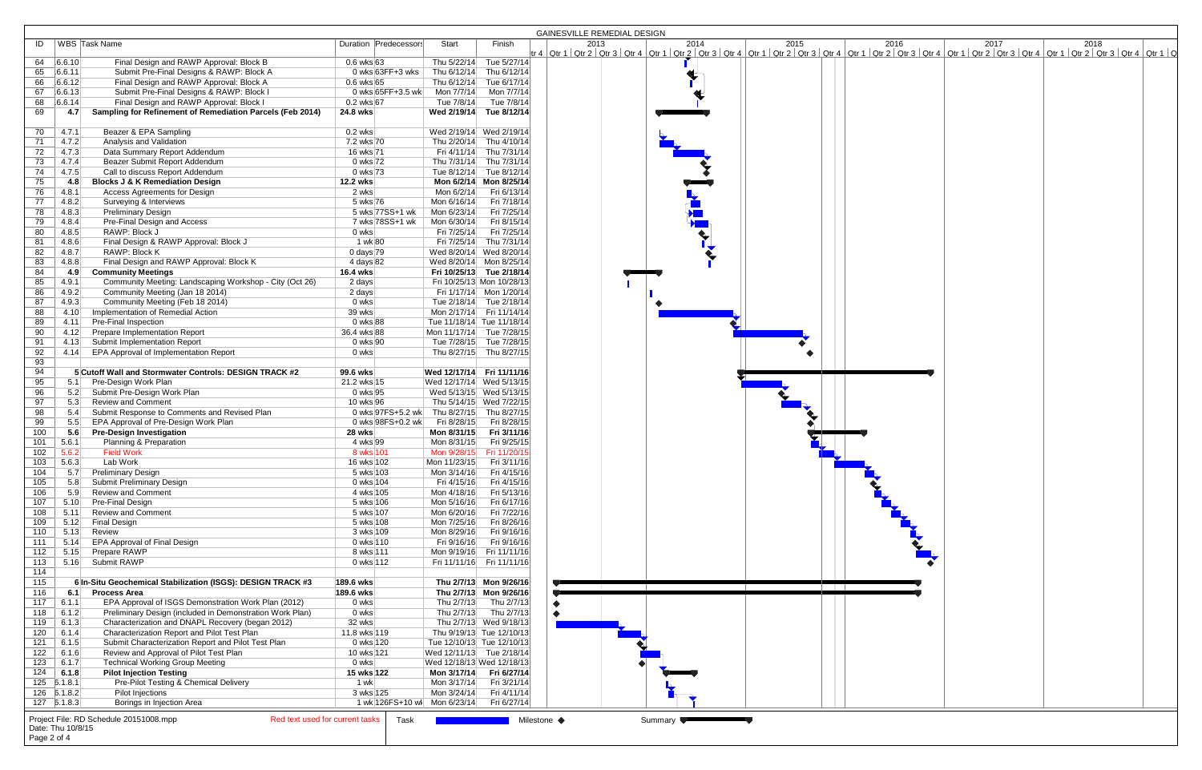# GAINESVILLE REMEDIAL DESIGN

| ID | WBS | Task Name | Duration | Predecessors | Start | Finish |
|---|---|---|---|---|---|---|
| 64 | 6.6.10 | Final Design and RAWP Approval: Block B | 0.6 wks | 63 | Thu 5/22/14 | Tue 5/27/14 |
| 65 | 6.6.11 | Submit Pre-Final Designs & RAWP: Block A | 0 wks | 63FF+3 wks | Thu 6/12/14 | Thu 6/12/14 |
| 66 | 6.6.12 | Final Design and RAWP Approval: Block A | 0.6 wks | 65 | Thu 6/12/14 | Tue 6/17/14 |
| 67 | 6.6.13 | Submit Pre-Final Designs & RAWP: Block I | 0 wks | 65FF+3.5 wk | Mon 7/7/14 | Mon 7/7/14 |
| 68 | 6.6.14 | Final Design and RAWP Approval: Block I | 0.2 wks | 67 | Tue 7/8/14 | Tue 7/8/14 |
| 69 | **4.7** | **Sampling for Refinement of Remediation Parcels (Feb 2014)** | **24.8 wks** | | **Wed 2/19/14** | **Tue 8/12/14** |
| 70 | 4.7.1 | Beazer & EPA Sampling | 0.2 wks | | Wed 2/19/14 | Wed 2/19/14 |
| 71 | 4.7.2 | Analysis and Validation | 7.2 wks | 70 | Thu 2/20/14 | Thu 4/10/14 |
| 72 | 4.7.3 | Data Summary Report Addendum | 16 wks | 71 | Fri 4/11/14 | Thu 7/31/14 |
| 73 | 4.7.4 | Beazer Submit Report Addendum | 0 wks | 72 | Thu 7/31/14 | Thu 7/31/14 |
| 74 | 4.7.5 | Call to discuss Report Addendum | 0 wks | 73 | Tue 8/12/14 | Tue 8/12/14 |
| 75 | **4.8** | **Blocks J & K Remediation Design** | **12.2 wks** | | **Mon 6/2/14** | **Mon 8/25/14** |
| 76 | 4.8.1 | Access Agreements for Design | 2 wks | | Mon 6/2/14 | Fri 6/13/14 |
| 77 | 4.8.2 | Surveying & Interviews | 5 wks | 76 | Mon 6/16/14 | Fri 7/18/14 |
| 78 | 4.8.3 | Preliminary Design | 5 wks | 77SS+1 wk | Mon 6/23/14 | Fri 7/25/14 |
| 79 | 4.8.4 | Pre-Final Design and Access | 7 wks | 78SS+1 wk | Mon 6/30/14 | Fri 8/15/14 |
| 80 | 4.8.5 | RAWP: Block J | 0 wks | | Fri 7/25/14 | Fri 7/25/14 |
| 81 | 4.8.6 | Final Design & RAWP Approval: Block J | 1 wk | 80 | Fri 7/25/14 | Thu 7/31/14 |
| 82 | 4.8.7 | RAWP: Block K | 0 days | 79 | Wed 8/20/14 | Wed 8/20/14 |
| 83 | 4.8.8 | Final Design and RAWP Approval: Block K | 4 days | 82 | Wed 8/20/14 | Mon 8/25/14 |
| 84 | **4.9** | **Community Meetings** | **16.4 wks** | | **Fri 10/25/13** | **Tue 2/18/14** |
| 85 | 4.9.1 | Community Meeting: Landscaping Workshop - City (Oct 26) | 2 days | | Fri 10/25/13 | Mon 10/28/13 |
| 86 | 4.9.2 | Community Meeting (Jan 18 2014) | 2 days | | Fri 1/17/14 | Mon 1/20/14 |
| 87 | 4.9.3 | Community Meeting (Feb 18 2014) | 0 wks | | Tue 2/18/14 | Tue 2/18/14 |
| 88 | 4.10 | Implementation of Remedial Action | 39 wks | | Mon 2/17/14 | Fri 11/14/14 |
| 89 | 4.11 | Pre-Final Inspection | 0 wks | 88 | Tue 11/18/14 | Tue 11/18/14 |
| 90 | 4.12 | Prepare Implementation Report | 36.4 wks | 88 | Mon 11/17/14 | Tue 7/28/15 |
| 91 | 4.13 | Submit Implementation Report | 0 wks | 90 | Tue 7/28/15 | Tue 7/28/15 |
| 92 | 4.14 | EPA Approval of Implementation Report | 0 wks | | Thu 8/27/15 | Thu 8/27/15 |
| 93 | | | | | | |
| 94 | **5** | **Cutoff Wall and Stormwater Controls: DESIGN TRACK #2** | **99.6 wks** | | **Wed 12/17/14** | **Fri 11/11/16** |
| 95 | 5.1 | Pre-Design Work Plan | 21.2 wks | 15 | Wed 12/17/14 | Wed 5/13/15 |
| 96 | 5.2 | Submit Pre-Design Work Plan | 0 wks | 95 | Wed 5/13/15 | Wed 5/13/15 |
| 97 | 5.3 | Review and Comment | 10 wks | 96 | Thu 5/14/15 | Wed 7/22/15 |
| 98 | 5.4 | Submit Response to Comments and Revised Plan | 0 wks | 97FS+5.2 wk | Thu 8/27/15 | Thu 8/27/15 |
| 99 | 5.5 | EPA Approval of Pre-Design Work Plan | 0 wks | 98FS+0.2 wk | Fri 8/28/15 | Fri 8/28/15 |
| 100 | **5.6** | **Pre-Design Investigation** | **28 wks** | | **Mon 8/31/15** | **Fri 3/11/16** |
| 101 | 5.6.1 | Planning & Preparation | 4 wks | 99 | Mon 8/31/15 | Fri 9/25/15 |
| 102 | 5.6.2 | Field Work | 8 wks | 101 | Mon 9/28/15 | Fri 11/20/15 |
| 103 | 5.6.3 | Lab Work | 16 wks | 102 | Mon 11/23/15 | Fri 3/11/16 |
| 104 | 5.7 | Preliminary Design | 5 wks | 103 | Mon 3/14/16 | Fri 4/15/16 |
| 105 | 5.8 | Submit Preliminary Design | 0 wks | 104 | Fri 4/15/16 | Fri 4/15/16 |
| 106 | 5.9 | Review and Comment | 4 wks | 105 | Mon 4/18/16 | Fri 5/13/16 |
| 107 | 5.10 | Pre-Final Design | 5 wks | 106 | Mon 5/16/16 | Fri 6/17/16 |
| 108 | 5.11 | Review and Comment | 5 wks | 107 | Mon 6/20/16 | Fri 7/22/16 |
| 109 | 5.12 | Final Design | 5 wks | 108 | Mon 7/25/16 | Fri 8/26/16 |
| 110 | 5.13 | Review | 3 wks | 109 | Mon 8/29/16 | Fri 9/16/16 |
| 111 | 5.14 | EPA Approval of Final Design | 0 wks | 110 | Fri 9/16/16 | Fri 9/16/16 |
| 112 | 5.15 | Prepare RAWP | 8 wks | 111 | Mon 9/19/16 | Fri 11/11/16 |
| 113 | 5.16 | Submit RAWP | 0 wks | 112 | Fri 11/11/16 | Fri 11/11/16 |
| 114 | | | | | | |
| 115 | **6** | **In-Situ Geochemical Stabilization (ISGS): DESIGN TRACK #3** | **189.6 wks** | | **Thu 2/7/13** | **Mon 9/26/16** |
| 116 | **6.1** | **Process Area** | **189.6 wks** | | **Thu 2/7/13** | **Mon 9/26/16** |
| 117 | 6.1.1 | EPA Approval of ISGS Demonstration Work Plan (2012) | 0 wks | | Thu 2/7/13 | Thu 2/7/13 |
| 118 | 6.1.2 | Preliminary Design (included in Demonstration Work Plan) | 0 wks | | Thu 2/7/13 | Thu 2/7/13 |
| 119 | 6.1.3 | Characterization and DNAPL Recovery (began 2012) | 32 wks | | Thu 2/7/13 | Wed 9/18/13 |
| 120 | 6.1.4 | Characterization Report and Pilot Test Plan | 11.8 wks | 119 | Thu 9/19/13 | Tue 12/10/13 |
| 121 | 6.1.5 | Submit Characterization Report and Pilot Test Plan | 0 wks | 120 | Tue 12/10/13 | Tue 12/10/13 |
| 122 | 6.1.6 | Review and Approval of Pilot Test Plan | 10 wks | 121 | Wed 12/11/13 | Tue 2/18/14 |
| 123 | 6.1.7 | Technical Working Group Meeting | 0 wks | | Wed 12/18/13 | Wed 12/18/13 |
| 124 | **6.1.8** | **Pilot Injection Testing** | **15 wks** | **122** | **Mon 3/17/14** | **Fri 6/27/14** |
| 125 | 6.1.8.1 | Pre-Pilot Testing & Chemical Delivery | 1 wk | | Mon 3/17/14 | Fri 3/21/14 |
| 126 | 6.1.8.2 | Pilot Injections | 3 wks | 125 | Mon 3/24/14 | Fri 4/11/14 |
| 127 | 6.1.8.3 | Borings in Injection Area | 1 wk | 126FS+10 wk | Mon 6/23/14 | Fri 6/27/14 |

Project File: RD Schedule 20151008.mpp
Date: Thu 10/8/15

Red text used for current tasks — Task — Milestone ◆ — Summary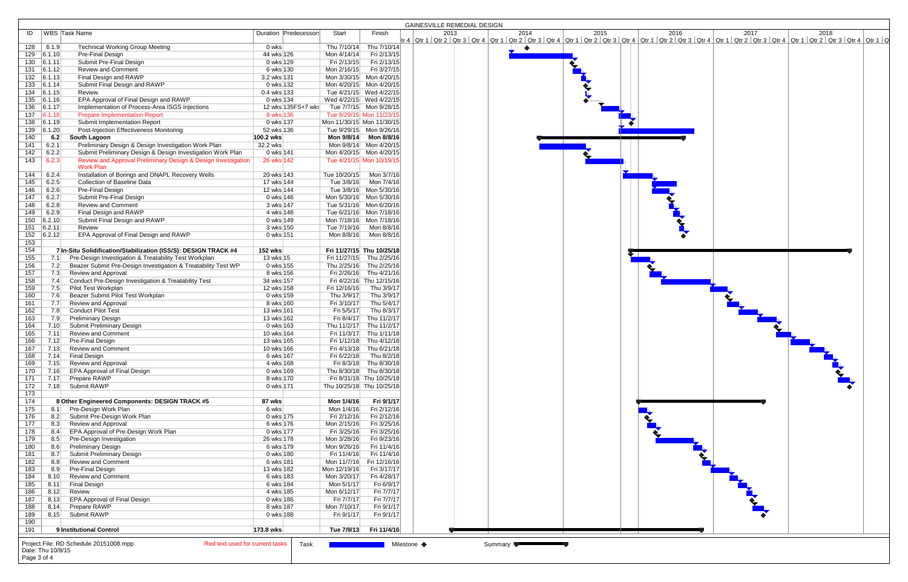GAINESVILLE REMEDIAL DESIGN

| ID | WBS | Task Name | Duration | Predecessors | Start | Finish |
|---|---|---|---|---|---|---|
| 128 | 6.1.9 | Technical Working Group Meeting | 0 wks | | Thu 7/10/14 | Thu 7/10/14 |
| 129 | 6.1.10 | Pre-Final Design | 44 wks | 126 | Mon 4/14/14 | Fri 2/13/15 |
| 130 | 6.1.11 | Submit Pre-Final Design | 0 wks | 129 | Fri 2/13/15 | Fri 2/13/15 |
| 131 | 6.1.12 | Review and Comment | 6 wks | 130 | Mon 2/16/15 | Fri 3/27/15 |
| 132 | 6.1.13 | Final Design and RAWP | 3.2 wks | 131 | Mon 3/30/15 | Mon 4/20/15 |
| 133 | 6.1.14 | Submit Final Design and RAWP | 0 wks | 132 | Mon 4/20/15 | Mon 4/20/15 |
| 134 | 6.1.15 | Review | 0.4 wks | 133 | Tue 4/21/15 | Wed 4/22/15 |
| 135 | 6.1.16 | EPA Approval of Final Design and RAWP | 0 wks | 134 | Wed 4/22/15 | Wed 4/22/15 |
| 136 | 6.1.17 | Implementation of Process-Area ISGS Injections | 12 wks | 135FS+7 wks | Tue 7/7/15 | Mon 9/28/15 |
| 137 | 6.1.18 | Prepare Implementation Report | 8 wks | 136 | Tue 9/29/15 | Mon 11/23/15 |
| 138 | 6.1.19 | Submit Implementation Report | 0 wks | 137 | Mon 11/30/15 | Mon 11/30/15 |
| 139 | 6.1.20 | Post-Injection Effectiveness Monitoring | 52 wks | 136 | Tue 9/29/15 | Mon 9/26/16 |
| 140 | **6.2** | **South Lagoon** | **100.2 wks** | | **Mon 9/8/14** | **Mon 8/8/16** |
| 141 | 6.2.1 | Preliminary Design & Design Investigation Work Plan | 32.2 wks | | Mon 9/8/14 | Mon 4/20/15 |
| 142 | 6.2.2 | Submit Preliminary Design & Design Investigation Work Plan | 0 wks | 141 | Mon 4/20/15 | Mon 4/20/15 |
| 143 | 6.2.3 | Review and Approval Preliminary Design & Design Investigation Work Plan | 26 wks | 142 | Tue 4/21/15 | Mon 10/19/15 |
| 144 | 6.2.4 | Installation of Borings and DNAPL Recovery Wells | 20 wks | 143 | Tue 10/20/15 | Mon 3/7/16 |
| 145 | 6.2.5 | Collection of Baseline Data | 17 wks | 144 | Tue 3/8/16 | Mon 7/4/16 |
| 146 | 6.2.6 | Pre-Final Design | 12 wks | 144 | Tue 3/8/16 | Mon 5/30/16 |
| 147 | 6.2.7 | Submit Pre-Final Design | 0 wks | 146 | Mon 5/30/16 | Mon 5/30/16 |
| 148 | 6.2.8 | Review and Comment | 3 wks | 147 | Tue 5/31/16 | Mon 6/20/16 |
| 149 | 6.2.9 | Final Design and RAWP | 4 wks | 148 | Tue 6/21/16 | Mon 7/18/16 |
| 150 | 6.2.10 | Submit Final Design and RAWP | 0 wks | 149 | Mon 7/18/16 | Mon 7/18/16 |
| 151 | 6.2.11 | Review | 3 wks | 150 | Tue 7/19/16 | Mon 8/8/16 |
| 152 | 6.2.12 | EPA Approval of Final Design and RAWP | 0 wks | 151 | Mon 8/8/16 | Mon 8/8/16 |
| 153 | | | | | | |
| 154 | **7** | **In-Situ Solidification/Stabilization (ISS/S): DESIGN TRACK #4** | **152 wks** | | **Fri 11/27/15** | **Thu 10/25/18** |
| 155 | 7.1 | Pre-Design Investigation & Treatability Test Workplan | 13 wks | 15 | Fri 11/27/15 | Thu 2/25/16 |
| 156 | 7.2 | Beazer Submit Pre-Design Investigation & Treatability Test WP | 0 wks | 155 | Thu 2/25/16 | Thu 2/25/16 |
| 157 | 7.3 | Review and Approval | 8 wks | 156 | Fri 2/26/16 | Thu 4/21/16 |
| 158 | 7.4 | Conduct Pre-Design Investigation & Treatability Test | 34 wks | 157 | Fri 4/22/16 | Thu 12/15/16 |
| 159 | 7.5 | Pilot Test Workplan | 12 wks | 158 | Fri 12/16/16 | Thu 3/9/17 |
| 160 | 7.6 | Beazer Submit Pilot Test Workplan | 0 wks | 159 | Thu 3/9/17 | Thu 3/9/17 |
| 161 | 7.7 | Review and Approval | 8 wks | 160 | Fri 3/10/17 | Thu 5/4/17 |
| 162 | 7.8 | Conduct Pilot Test | 13 wks | 161 | Fri 5/5/17 | Thu 8/3/17 |
| 163 | 7.9 | Preliminary Design | 13 wks | 162 | Fri 8/4/17 | Thu 11/2/17 |
| 164 | 7.10 | Submit Preliminary Design | 0 wks | 163 | Thu 11/2/17 | Thu 11/2/17 |
| 165 | 7.11 | Review and Comment | 10 wks | 164 | Fri 11/3/17 | Thu 1/11/18 |
| 166 | 7.12 | Pre-Final Design | 13 wks | 165 | Fri 1/12/18 | Thu 4/12/18 |
| 167 | 7.13 | Review and Comment | 10 wks | 166 | Fri 4/13/18 | Thu 6/21/18 |
| 168 | 7.14 | Final Design | 6 wks | 167 | Fri 6/22/18 | Thu 8/2/18 |
| 169 | 7.15 | Review and Approval | 4 wks | 168 | Fri 8/3/18 | Thu 8/30/18 |
| 170 | 7.16 | EPA Approval of Final Design | 0 wks | 169 | Thu 8/30/18 | Thu 8/30/18 |
| 171 | 7.17 | Prepare RAWP | 8 wks | 170 | Fri 8/31/18 | Thu 10/25/18 |
| 172 | 7.18 | Submit RAWP | 0 wks | 171 | Thu 10/25/18 | Thu 10/25/18 |
| 173 | | | | | | |
| 174 | **8** | **Other Engineered Components: DESIGN TRACK #5** | **87 wks** | | **Mon 1/4/16** | **Fri 9/1/17** |
| 175 | 8.1 | Pre-Design Work Plan | 6 wks | | Mon 1/4/16 | Fri 2/12/16 |
| 176 | 8.2 | Submit Pre-Design Work Plan | 0 wks | 175 | Fri 2/12/16 | Fri 2/12/16 |
| 177 | 8.3 | Review and Approval | 6 wks | 176 | Mon 2/15/16 | Fri 3/25/16 |
| 178 | 8.4 | EPA Approval of Pre-Design Work Plan | 0 wks | 177 | Fri 3/25/16 | Fri 3/25/16 |
| 179 | 8.5 | Pre-Design Investigation | 26 wks | 178 | Mon 3/28/16 | Fri 9/23/16 |
| 180 | 8.6 | Preliminary Design | 6 wks | 179 | Mon 9/26/16 | Fri 11/4/16 |
| 181 | 8.7 | Submit Preliminary Design | 0 wks | 180 | Fri 11/4/16 | Fri 11/4/16 |
| 182 | 8.8 | Review and Comment | 6 wks | 181 | Mon 11/7/16 | Fri 12/16/16 |
| 183 | 8.9 | Pre-Final Design | 13 wks | 182 | Mon 12/19/16 | Fri 3/17/17 |
| 184 | 8.10 | Review and Comment | 6 wks | 183 | Mon 3/20/17 | Fri 4/28/17 |
| 185 | 8.11 | Final Design | 6 wks | 184 | Mon 5/1/17 | Fri 6/9/17 |
| 186 | 8.12 | Review | 4 wks | 185 | Mon 6/12/17 | Fri 7/7/17 |
| 187 | 8.13 | EPA Approval of Final Design | 0 wks | 186 | Fri 7/7/17 | Fri 7/7/17 |
| 188 | 8.14 | Prepare RAWP | 8 wks | 187 | Mon 7/10/17 | Fri 9/1/17 |
| 189 | 8.15 | Submit RAWP | 0 wks | 188 | Fri 9/1/17 | Fri 9/1/17 |
| 190 | | | | | | |
| 191 | **9** | **Institutional Control** | **173.8 wks** | | **Tue 7/9/13** | **Fri 11/4/16** |

Project File: RD Schedule 20151008.mpp
Date: Thu 10/8/15

Red text used for current tasks | Task | Milestone ◆ | Summary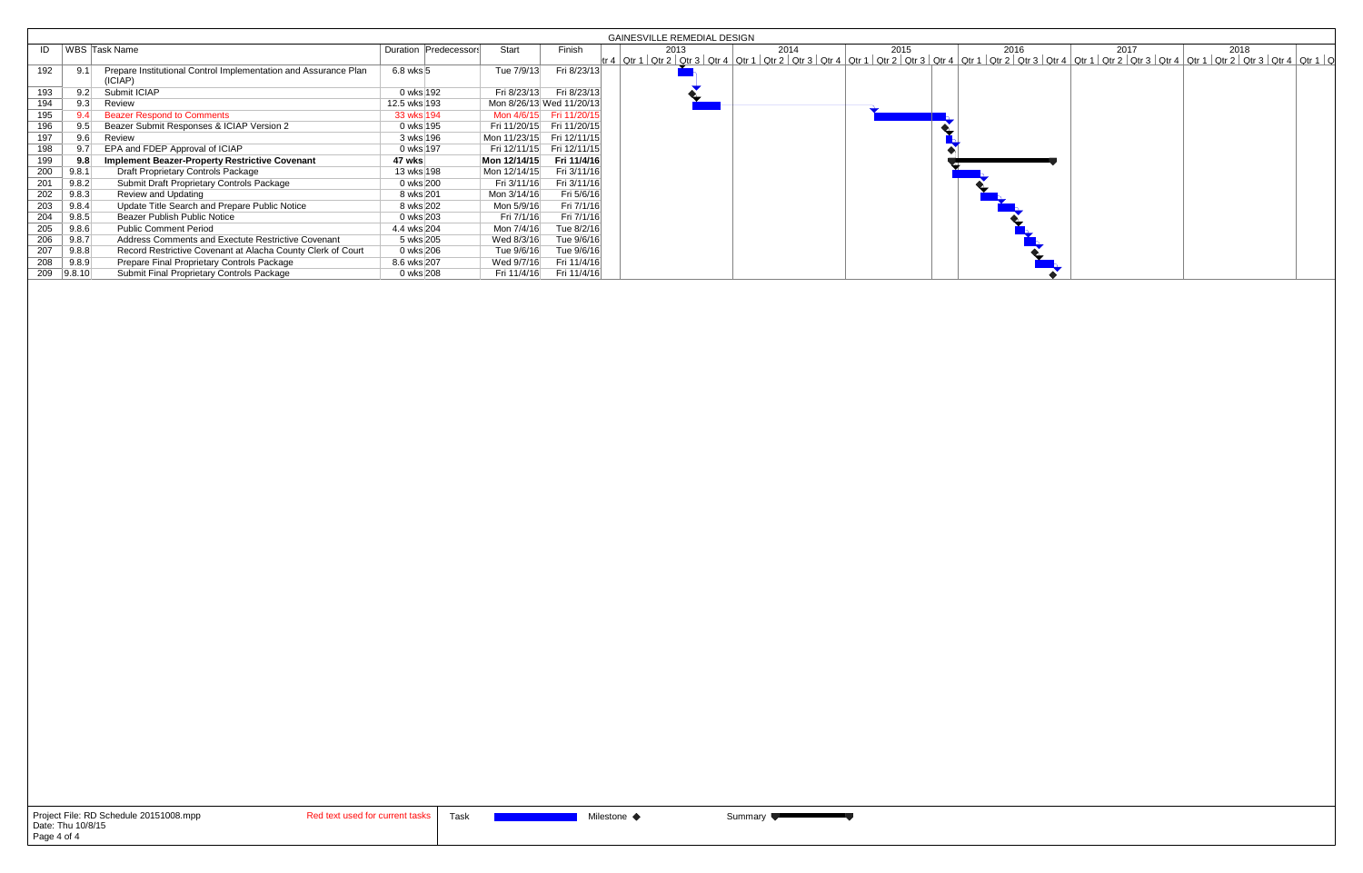GAINESVILLE REMEDIAL DESIGN

| ID | WBS | Task Name | Duration | Predecessors | Start | Finish |
|---|---|---|---|---|---|---|
| 192 | 9.1 | Prepare Institutional Control Implementation and Assurance Plan (ICIAP) | 6.8 wks | 5 | Tue 7/9/13 | Fri 8/23/13 |
| 193 | 9.2 | Submit ICIAP | 0 wks | 192 | Fri 8/23/13 | Fri 8/23/13 |
| 194 | 9.3 | Review | 12.5 wks | 193 | Mon 8/26/13 | Wed 11/20/13 |
| 195 | 9.4 | Beazer Respond to Comments | 33 wks | 194 | Mon 4/6/15 | Fri 11/20/15 |
| 196 | 9.5 | Beazer Submit Responses & ICIAP Version 2 | 0 wks | 195 | Fri 11/20/15 | Fri 11/20/15 |
| 197 | 9.6 | Review | 3 wks | 196 | Mon 11/23/15 | Fri 12/11/15 |
| 198 | 9.7 | EPA and FDEP Approval of ICIAP | 0 wks | 197 | Fri 12/11/15 | Fri 12/11/15 |
| 199 | **9.8** | **Implement Beazer-Property Restrictive Covenant** | **47 wks** | | **Mon 12/14/15** | **Fri 11/4/16** |
| 200 | 9.8.1 | Draft Proprietary Controls Package | 13 wks | 198 | Mon 12/14/15 | Fri 3/11/16 |
| 201 | 9.8.2 | Submit Draft Proprietary Controls Package | 0 wks | 200 | Fri 3/11/16 | Fri 3/11/16 |
| 202 | 9.8.3 | Review and Updating | 8 wks | 201 | Mon 3/14/16 | Fri 5/6/16 |
| 203 | 9.8.4 | Update Title Search and Prepare Public Notice | 8 wks | 202 | Mon 5/9/16 | Fri 7/1/16 |
| 204 | 9.8.5 | Beazer Publish Public Notice | 0 wks | 203 | Fri 7/1/16 | Fri 7/1/16 |
| 205 | 9.8.6 | Public Comment Period | 4.4 wks | 204 | Mon 7/4/16 | Tue 8/2/16 |
| 206 | 9.8.7 | Address Comments and Exectute Restrictive Covenant | 5 wks | 205 | Wed 8/3/16 | Tue 9/6/16 |
| 207 | 9.8.8 | Record Restrictive Covenant at Alacha County Clerk of Court | 0 wks | 206 | Tue 9/6/16 | Tue 9/6/16 |
| 208 | 9.8.9 | Prepare Final Proprietary Controls Package | 8.6 wks | 207 | Wed 9/7/16 | Fri 11/4/16 |
| 209 | 9.8.10 | Submit Final Proprietary Controls Package | 0 wks | 208 | Fri 11/4/16 | Fri 11/4/16 |

2013 2014 2015 2016 2017 2018
Qtr 4 | Qtr 1 | Qtr 2 | Qtr 3 | Qtr 4 | Qtr 1 | Qtr 2 | Qtr 3 | Qtr 4 | Qtr 1 | Qtr 2 | Qtr 3 | Qtr 4 | Qtr 1 | Qtr 2 | Qtr 3 | Qtr 4 | Qtr 1 | Qtr 2 | Qtr 3 | Qtr 4 | Qtr 1 | Qtr 2 | Qtr 3 | Qtr 4 | Qtr 1

Project File: RD Schedule 20151008.mpp
Date: Thu 10/8/15

Red text used for current tasks | Task | Milestone ◆ | Summary